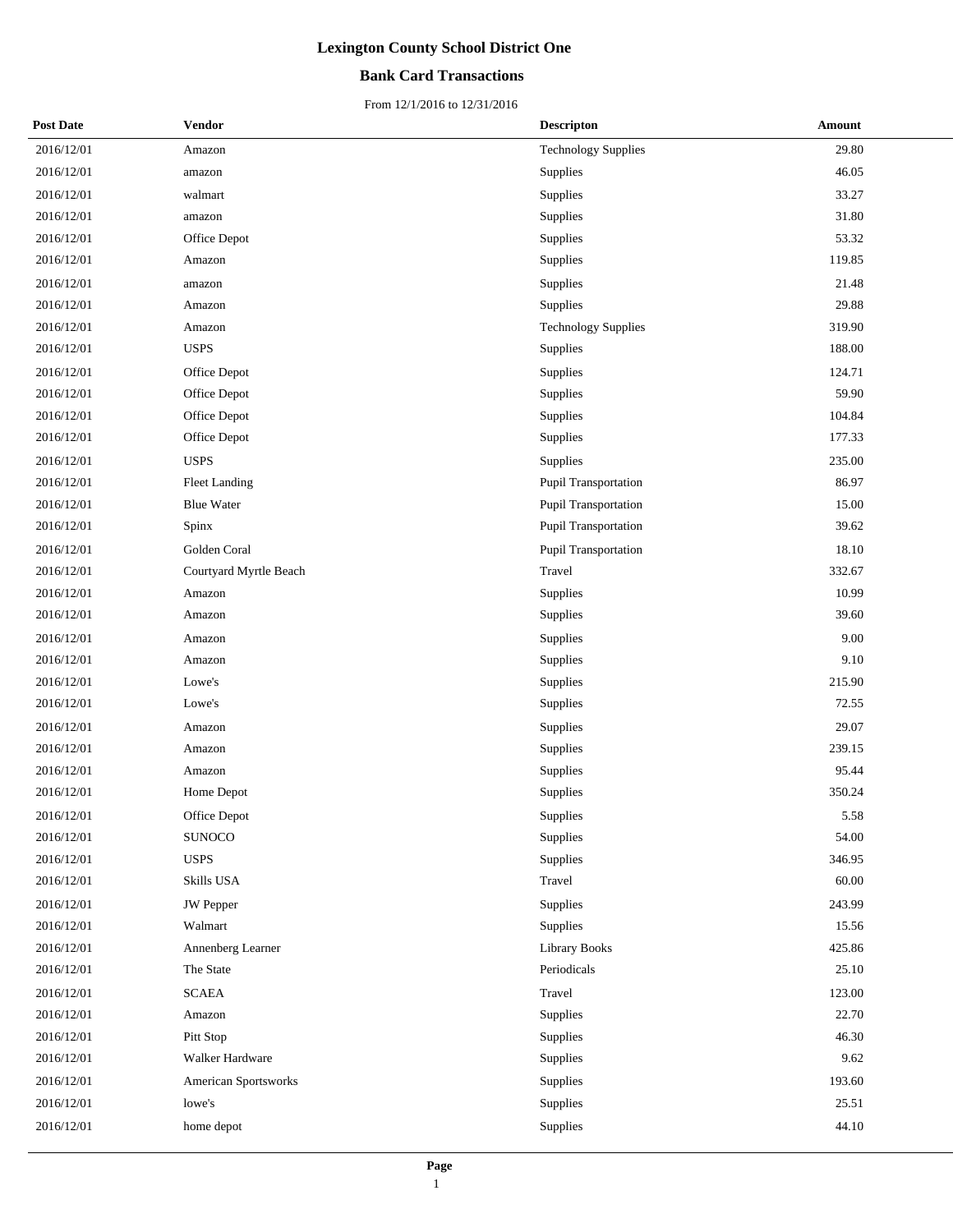# Lexington County School District One

## Bank Card Transactions

From 12/1/2016 to 12/31/2016

| Post Date | Vendor | Descripton | Amount |
|---|---|---|---|
| 2016/12/01 | Amazon | Technology Supplies | 29.80 |
| 2016/12/01 | amazon | Supplies | 46.05 |
| 2016/12/01 | walmart | Supplies | 33.27 |
| 2016/12/01 | amazon | Supplies | 31.80 |
| 2016/12/01 | Office Depot | Supplies | 53.32 |
| 2016/12/01 | Amazon | Supplies | 119.85 |
| 2016/12/01 | amazon | Supplies | 21.48 |
| 2016/12/01 | Amazon | Supplies | 29.88 |
| 2016/12/01 | Amazon | Technology Supplies | 319.90 |
| 2016/12/01 | USPS | Supplies | 188.00 |
| 2016/12/01 | Office Depot | Supplies | 124.71 |
| 2016/12/01 | Office Depot | Supplies | 59.90 |
| 2016/12/01 | Office Depot | Supplies | 104.84 |
| 2016/12/01 | Office Depot | Supplies | 177.33 |
| 2016/12/01 | USPS | Supplies | 235.00 |
| 2016/12/01 | Fleet Landing | Pupil Transportation | 86.97 |
| 2016/12/01 | Blue Water | Pupil Transportation | 15.00 |
| 2016/12/01 | Spinx | Pupil Transportation | 39.62 |
| 2016/12/01 | Golden Coral | Pupil Transportation | 18.10 |
| 2016/12/01 | Courtyard Myrtle Beach | Travel | 332.67 |
| 2016/12/01 | Amazon | Supplies | 10.99 |
| 2016/12/01 | Amazon | Supplies | 39.60 |
| 2016/12/01 | Amazon | Supplies | 9.00 |
| 2016/12/01 | Amazon | Supplies | 9.10 |
| 2016/12/01 | Lowe's | Supplies | 215.90 |
| 2016/12/01 | Lowe's | Supplies | 72.55 |
| 2016/12/01 | Amazon | Supplies | 29.07 |
| 2016/12/01 | Amazon | Supplies | 239.15 |
| 2016/12/01 | Amazon | Supplies | 95.44 |
| 2016/12/01 | Home Depot | Supplies | 350.24 |
| 2016/12/01 | Office Depot | Supplies | 5.58 |
| 2016/12/01 | SUNOCO | Supplies | 54.00 |
| 2016/12/01 | USPS | Supplies | 346.95 |
| 2016/12/01 | Skills USA | Travel | 60.00 |
| 2016/12/01 | JW Pepper | Supplies | 243.99 |
| 2016/12/01 | Walmart | Supplies | 15.56 |
| 2016/12/01 | Annenberg Learner | Library Books | 425.86 |
| 2016/12/01 | The State | Periodicals | 25.10 |
| 2016/12/01 | SCAEA | Travel | 123.00 |
| 2016/12/01 | Amazon | Supplies | 22.70 |
| 2016/12/01 | Pitt Stop | Supplies | 46.30 |
| 2016/12/01 | Walker Hardware | Supplies | 9.62 |
| 2016/12/01 | American Sportsworks | Supplies | 193.60 |
| 2016/12/01 | lowe's | Supplies | 25.51 |
| 2016/12/01 | home depot | Supplies | 44.10 |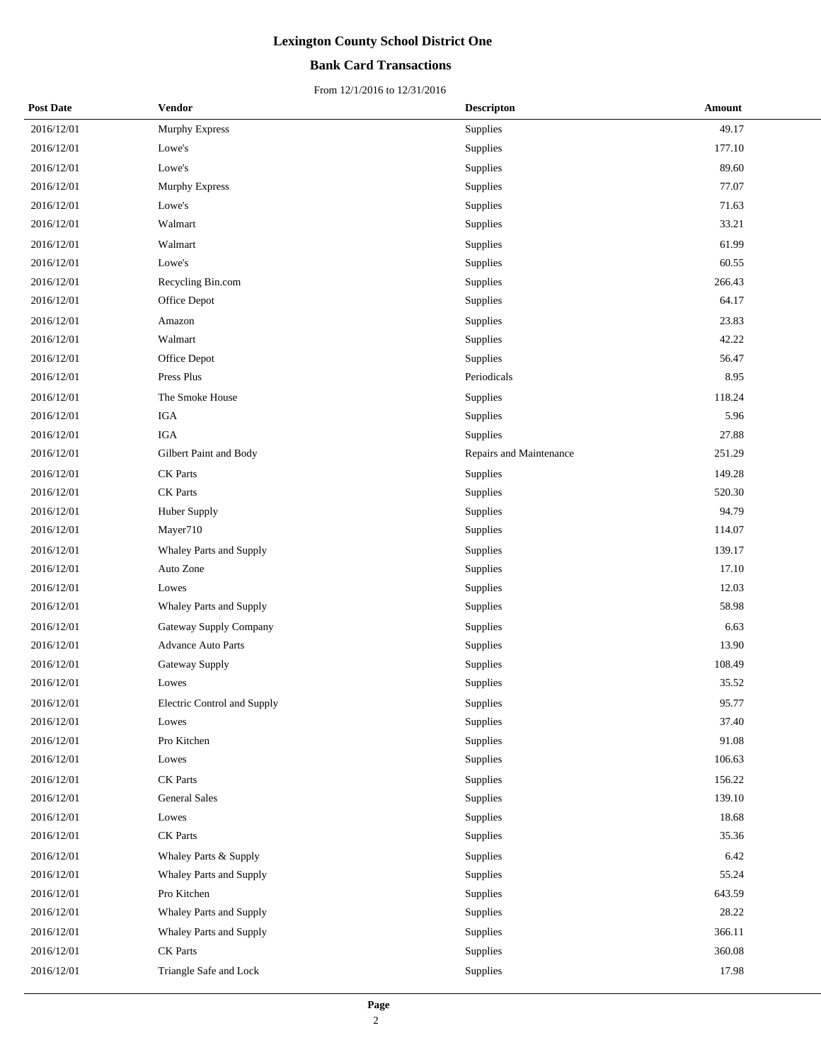# Lexington County School District One

## Bank Card Transactions

From 12/1/2016 to 12/31/2016

| Post Date | Vendor | Descripton | Amount |
| --- | --- | --- | --- |
| 2016/12/01 | Murphy Express | Supplies | 49.17 |
| 2016/12/01 | Lowe's | Supplies | 177.10 |
| 2016/12/01 | Lowe's | Supplies | 89.60 |
| 2016/12/01 | Murphy Express | Supplies | 77.07 |
| 2016/12/01 | Lowe's | Supplies | 71.63 |
| 2016/12/01 | Walmart | Supplies | 33.21 |
| 2016/12/01 | Walmart | Supplies | 61.99 |
| 2016/12/01 | Lowe's | Supplies | 60.55 |
| 2016/12/01 | Recycling Bin.com | Supplies | 266.43 |
| 2016/12/01 | Office Depot | Supplies | 64.17 |
| 2016/12/01 | Amazon | Supplies | 23.83 |
| 2016/12/01 | Walmart | Supplies | 42.22 |
| 2016/12/01 | Office Depot | Supplies | 56.47 |
| 2016/12/01 | Press Plus | Periodicals | 8.95 |
| 2016/12/01 | The Smoke House | Supplies | 118.24 |
| 2016/12/01 | IGA | Supplies | 5.96 |
| 2016/12/01 | IGA | Supplies | 27.88 |
| 2016/12/01 | Gilbert Paint and Body | Repairs and Maintenance | 251.29 |
| 2016/12/01 | CK Parts | Supplies | 149.28 |
| 2016/12/01 | CK Parts | Supplies | 520.30 |
| 2016/12/01 | Huber Supply | Supplies | 94.79 |
| 2016/12/01 | Mayer710 | Supplies | 114.07 |
| 2016/12/01 | Whaley Parts and Supply | Supplies | 139.17 |
| 2016/12/01 | Auto Zone | Supplies | 17.10 |
| 2016/12/01 | Lowes | Supplies | 12.03 |
| 2016/12/01 | Whaley Parts and Supply | Supplies | 58.98 |
| 2016/12/01 | Gateway Supply Company | Supplies | 6.63 |
| 2016/12/01 | Advance Auto Parts | Supplies | 13.90 |
| 2016/12/01 | Gateway Supply | Supplies | 108.49 |
| 2016/12/01 | Lowes | Supplies | 35.52 |
| 2016/12/01 | Electric Control and Supply | Supplies | 95.77 |
| 2016/12/01 | Lowes | Supplies | 37.40 |
| 2016/12/01 | Pro Kitchen | Supplies | 91.08 |
| 2016/12/01 | Lowes | Supplies | 106.63 |
| 2016/12/01 | CK Parts | Supplies | 156.22 |
| 2016/12/01 | General Sales | Supplies | 139.10 |
| 2016/12/01 | Lowes | Supplies | 18.68 |
| 2016/12/01 | CK Parts | Supplies | 35.36 |
| 2016/12/01 | Whaley Parts & Supply | Supplies | 6.42 |
| 2016/12/01 | Whaley Parts and Supply | Supplies | 55.24 |
| 2016/12/01 | Pro Kitchen | Supplies | 643.59 |
| 2016/12/01 | Whaley Parts and Supply | Supplies | 28.22 |
| 2016/12/01 | Whaley Parts and Supply | Supplies | 366.11 |
| 2016/12/01 | CK Parts | Supplies | 360.08 |
| 2016/12/01 | Triangle Safe and Lock | Supplies | 17.98 |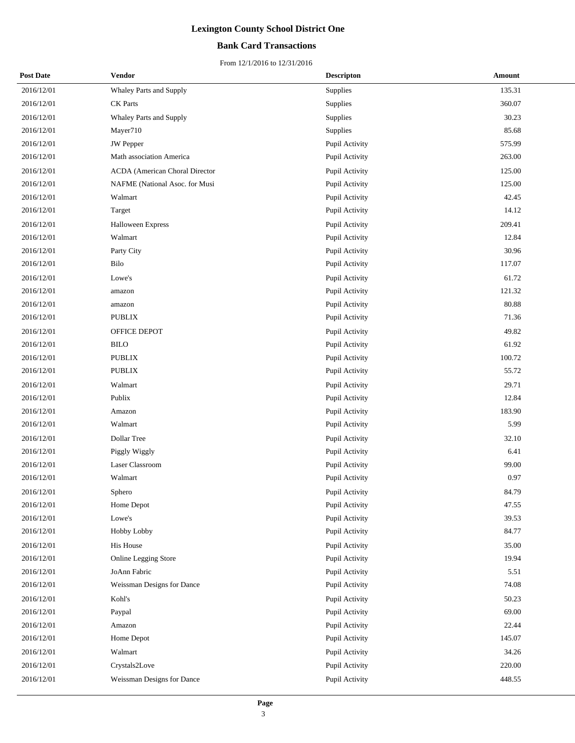# Lexington County School District One

## Bank Card Transactions

From 12/1/2016 to 12/31/2016

| Post Date | Vendor | Descripton | Amount |
|---|---|---|---|
| 2016/12/01 | Whaley Parts and Supply | Supplies | 135.31 |
| 2016/12/01 | CK Parts | Supplies | 360.07 |
| 2016/12/01 | Whaley Parts and Supply | Supplies | 30.23 |
| 2016/12/01 | Mayer710 | Supplies | 85.68 |
| 2016/12/01 | JW Pepper | Pupil Activity | 575.99 |
| 2016/12/01 | Math association America | Pupil Activity | 263.00 |
| 2016/12/01 | ACDA (American Choral Director | Pupil Activity | 125.00 |
| 2016/12/01 | NAFME (National Asoc. for Musi | Pupil Activity | 125.00 |
| 2016/12/01 | Walmart | Pupil Activity | 42.45 |
| 2016/12/01 | Target | Pupil Activity | 14.12 |
| 2016/12/01 | Halloween Express | Pupil Activity | 209.41 |
| 2016/12/01 | Walmart | Pupil Activity | 12.84 |
| 2016/12/01 | Party City | Pupil Activity | 30.96 |
| 2016/12/01 | Bilo | Pupil Activity | 117.07 |
| 2016/12/01 | Lowe's | Pupil Activity | 61.72 |
| 2016/12/01 | amazon | Pupil Activity | 121.32 |
| 2016/12/01 | amazon | Pupil Activity | 80.88 |
| 2016/12/01 | PUBLIX | Pupil Activity | 71.36 |
| 2016/12/01 | OFFICE DEPOT | Pupil Activity | 49.82 |
| 2016/12/01 | BILO | Pupil Activity | 61.92 |
| 2016/12/01 | PUBLIX | Pupil Activity | 100.72 |
| 2016/12/01 | PUBLIX | Pupil Activity | 55.72 |
| 2016/12/01 | Walmart | Pupil Activity | 29.71 |
| 2016/12/01 | Publix | Pupil Activity | 12.84 |
| 2016/12/01 | Amazon | Pupil Activity | 183.90 |
| 2016/12/01 | Walmart | Pupil Activity | 5.99 |
| 2016/12/01 | Dollar Tree | Pupil Activity | 32.10 |
| 2016/12/01 | Piggly Wiggly | Pupil Activity | 6.41 |
| 2016/12/01 | Laser Classroom | Pupil Activity | 99.00 |
| 2016/12/01 | Walmart | Pupil Activity | 0.97 |
| 2016/12/01 | Sphero | Pupil Activity | 84.79 |
| 2016/12/01 | Home Depot | Pupil Activity | 47.55 |
| 2016/12/01 | Lowe's | Pupil Activity | 39.53 |
| 2016/12/01 | Hobby Lobby | Pupil Activity | 84.77 |
| 2016/12/01 | His House | Pupil Activity | 35.00 |
| 2016/12/01 | Online Legging Store | Pupil Activity | 19.94 |
| 2016/12/01 | JoAnn Fabric | Pupil Activity | 5.51 |
| 2016/12/01 | Weissman Designs for Dance | Pupil Activity | 74.08 |
| 2016/12/01 | Kohl's | Pupil Activity | 50.23 |
| 2016/12/01 | Paypal | Pupil Activity | 69.00 |
| 2016/12/01 | Amazon | Pupil Activity | 22.44 |
| 2016/12/01 | Home Depot | Pupil Activity | 145.07 |
| 2016/12/01 | Walmart | Pupil Activity | 34.26 |
| 2016/12/01 | Crystals2Love | Pupil Activity | 220.00 |
| 2016/12/01 | Weissman Designs for Dance | Pupil Activity | 448.55 |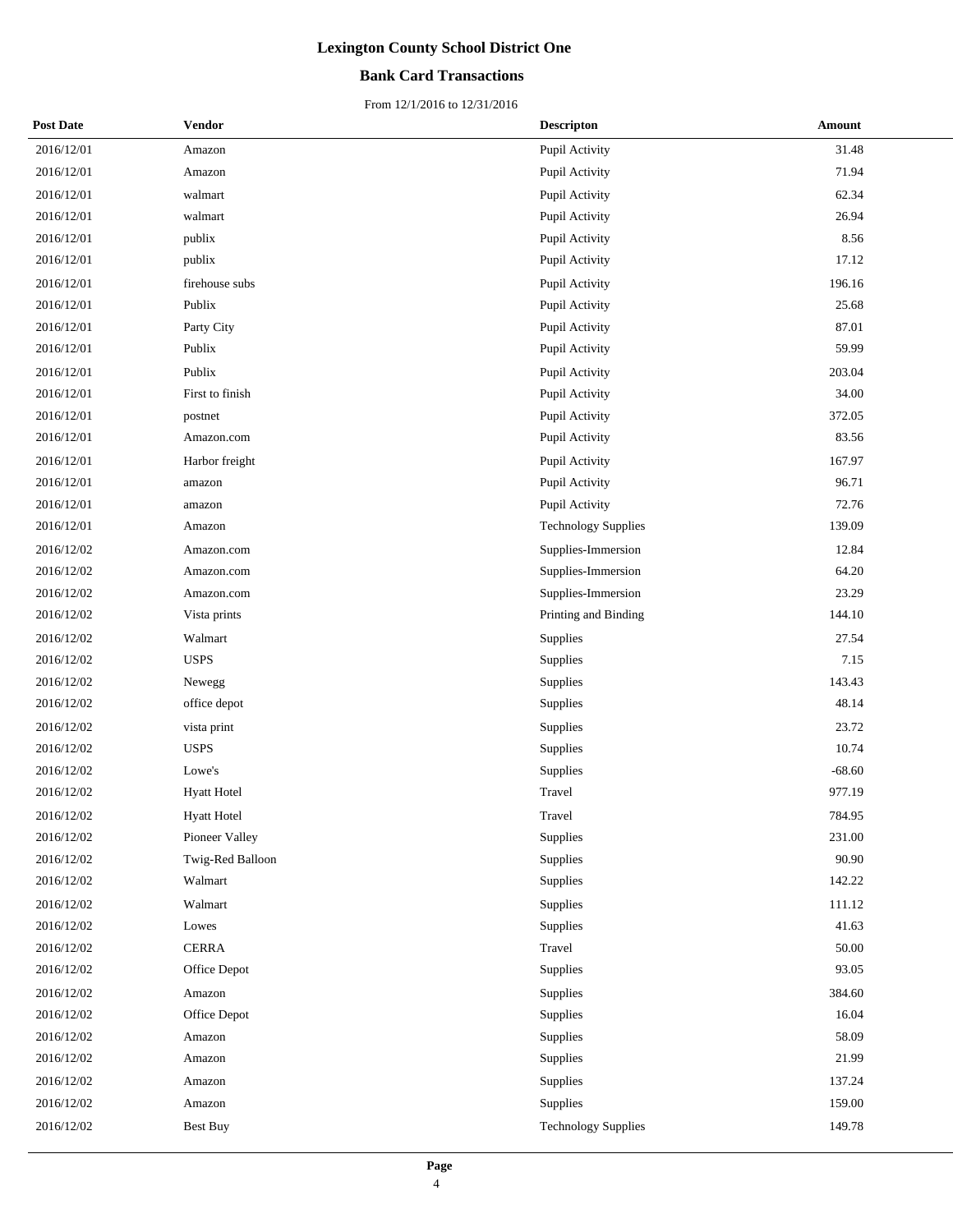# Lexington County School District One

## Bank Card Transactions

From 12/1/2016 to 12/31/2016

| Post Date | Vendor | Descripton | Amount |
|---|---|---|---|
| 2016/12/01 | Amazon | Pupil Activity | 31.48 |
| 2016/12/01 | Amazon | Pupil Activity | 71.94 |
| 2016/12/01 | walmart | Pupil Activity | 62.34 |
| 2016/12/01 | walmart | Pupil Activity | 26.94 |
| 2016/12/01 | publix | Pupil Activity | 8.56 |
| 2016/12/01 | publix | Pupil Activity | 17.12 |
| 2016/12/01 | firehouse subs | Pupil Activity | 196.16 |
| 2016/12/01 | Publix | Pupil Activity | 25.68 |
| 2016/12/01 | Party City | Pupil Activity | 87.01 |
| 2016/12/01 | Publix | Pupil Activity | 59.99 |
| 2016/12/01 | Publix | Pupil Activity | 203.04 |
| 2016/12/01 | First to finish | Pupil Activity | 34.00 |
| 2016/12/01 | postnet | Pupil Activity | 372.05 |
| 2016/12/01 | Amazon.com | Pupil Activity | 83.56 |
| 2016/12/01 | Harbor freight | Pupil Activity | 167.97 |
| 2016/12/01 | amazon | Pupil Activity | 96.71 |
| 2016/12/01 | amazon | Pupil Activity | 72.76 |
| 2016/12/01 | Amazon | Technology Supplies | 139.09 |
| 2016/12/02 | Amazon.com | Supplies-Immersion | 12.84 |
| 2016/12/02 | Amazon.com | Supplies-Immersion | 64.20 |
| 2016/12/02 | Amazon.com | Supplies-Immersion | 23.29 |
| 2016/12/02 | Vista prints | Printing and Binding | 144.10 |
| 2016/12/02 | Walmart | Supplies | 27.54 |
| 2016/12/02 | USPS | Supplies | 7.15 |
| 2016/12/02 | Newegg | Supplies | 143.43 |
| 2016/12/02 | office depot | Supplies | 48.14 |
| 2016/12/02 | vista print | Supplies | 23.72 |
| 2016/12/02 | USPS | Supplies | 10.74 |
| 2016/12/02 | Lowe's | Supplies | -68.60 |
| 2016/12/02 | Hyatt Hotel | Travel | 977.19 |
| 2016/12/02 | Hyatt Hotel | Travel | 784.95 |
| 2016/12/02 | Pioneer Valley | Supplies | 231.00 |
| 2016/12/02 | Twig-Red Balloon | Supplies | 90.90 |
| 2016/12/02 | Walmart | Supplies | 142.22 |
| 2016/12/02 | Walmart | Supplies | 111.12 |
| 2016/12/02 | Lowes | Supplies | 41.63 |
| 2016/12/02 | CERRA | Travel | 50.00 |
| 2016/12/02 | Office Depot | Supplies | 93.05 |
| 2016/12/02 | Amazon | Supplies | 384.60 |
| 2016/12/02 | Office Depot | Supplies | 16.04 |
| 2016/12/02 | Amazon | Supplies | 58.09 |
| 2016/12/02 | Amazon | Supplies | 21.99 |
| 2016/12/02 | Amazon | Supplies | 137.24 |
| 2016/12/02 | Amazon | Supplies | 159.00 |
| 2016/12/02 | Best Buy | Technology Supplies | 149.78 |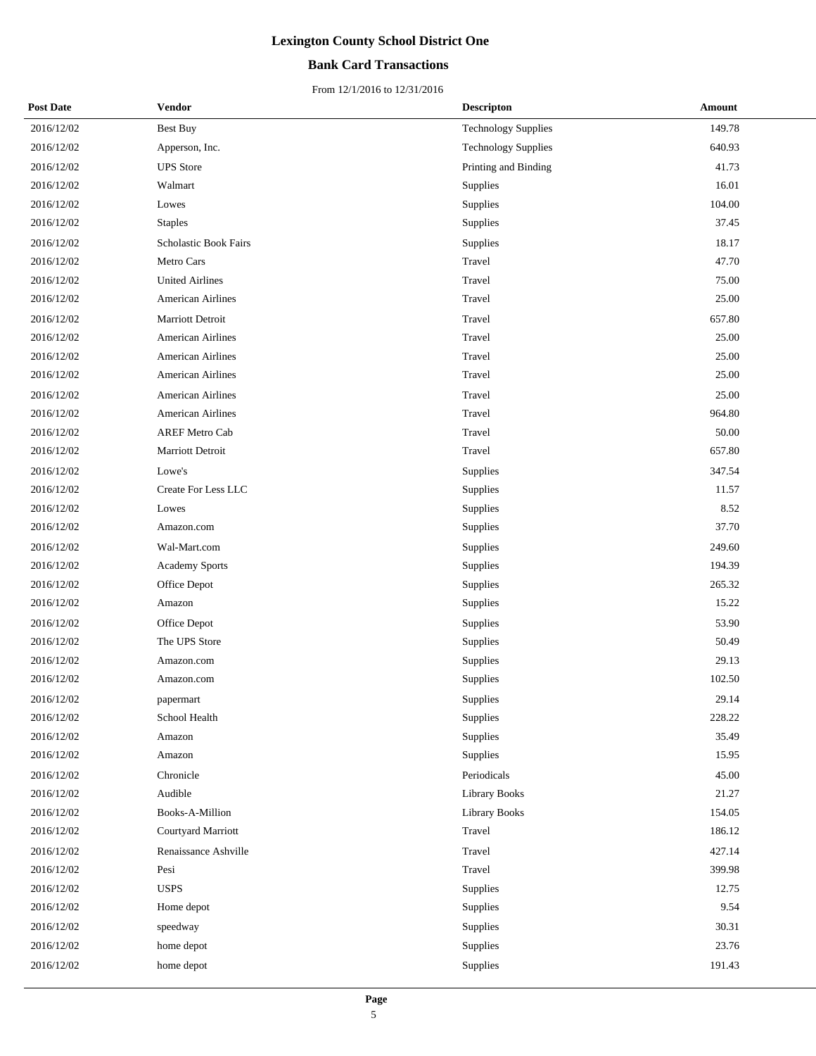# Lexington County School District One

## Bank Card Transactions

From 12/1/2016 to 12/31/2016

| Post Date | Vendor | Descripton | Amount |
|---|---|---|---|
| 2016/12/02 | Best Buy | Technology Supplies | 149.78 |
| 2016/12/02 | Apperson, Inc. | Technology Supplies | 640.93 |
| 2016/12/02 | UPS Store | Printing and Binding | 41.73 |
| 2016/12/02 | Walmart | Supplies | 16.01 |
| 2016/12/02 | Lowes | Supplies | 104.00 |
| 2016/12/02 | Staples | Supplies | 37.45 |
| 2016/12/02 | Scholastic Book Fairs | Supplies | 18.17 |
| 2016/12/02 | Metro Cars | Travel | 47.70 |
| 2016/12/02 | United Airlines | Travel | 75.00 |
| 2016/12/02 | American Airlines | Travel | 25.00 |
| 2016/12/02 | Marriott Detroit | Travel | 657.80 |
| 2016/12/02 | American Airlines | Travel | 25.00 |
| 2016/12/02 | American Airlines | Travel | 25.00 |
| 2016/12/02 | American Airlines | Travel | 25.00 |
| 2016/12/02 | American Airlines | Travel | 25.00 |
| 2016/12/02 | American Airlines | Travel | 964.80 |
| 2016/12/02 | AREF Metro Cab | Travel | 50.00 |
| 2016/12/02 | Marriott Detroit | Travel | 657.80 |
| 2016/12/02 | Lowe's | Supplies | 347.54 |
| 2016/12/02 | Create For Less LLC | Supplies | 11.57 |
| 2016/12/02 | Lowes | Supplies | 8.52 |
| 2016/12/02 | Amazon.com | Supplies | 37.70 |
| 2016/12/02 | Wal-Mart.com | Supplies | 249.60 |
| 2016/12/02 | Academy Sports | Supplies | 194.39 |
| 2016/12/02 | Office Depot | Supplies | 265.32 |
| 2016/12/02 | Amazon | Supplies | 15.22 |
| 2016/12/02 | Office Depot | Supplies | 53.90 |
| 2016/12/02 | The UPS Store | Supplies | 50.49 |
| 2016/12/02 | Amazon.com | Supplies | 29.13 |
| 2016/12/02 | Amazon.com | Supplies | 102.50 |
| 2016/12/02 | papermart | Supplies | 29.14 |
| 2016/12/02 | School Health | Supplies | 228.22 |
| 2016/12/02 | Amazon | Supplies | 35.49 |
| 2016/12/02 | Amazon | Supplies | 15.95 |
| 2016/12/02 | Chronicle | Periodicals | 45.00 |
| 2016/12/02 | Audible | Library Books | 21.27 |
| 2016/12/02 | Books-A-Million | Library Books | 154.05 |
| 2016/12/02 | Courtyard Marriott | Travel | 186.12 |
| 2016/12/02 | Renaissance Ashville | Travel | 427.14 |
| 2016/12/02 | Pesi | Travel | 399.98 |
| 2016/12/02 | USPS | Supplies | 12.75 |
| 2016/12/02 | Home depot | Supplies | 9.54 |
| 2016/12/02 | speedway | Supplies | 30.31 |
| 2016/12/02 | home depot | Supplies | 23.76 |
| 2016/12/02 | home depot | Supplies | 191.43 |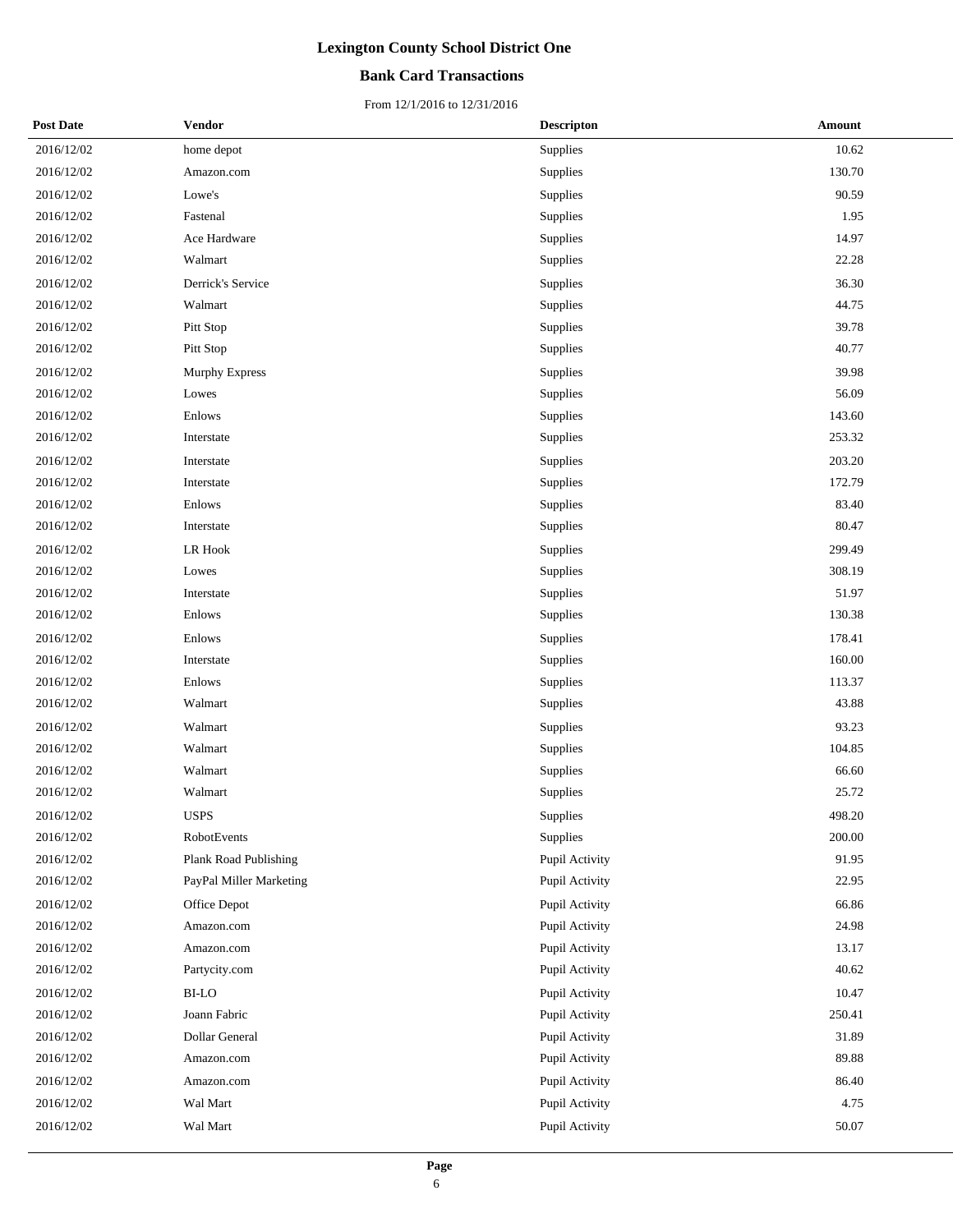# Lexington County School District One

## Bank Card Transactions

From 12/1/2016 to 12/31/2016

| Post Date | Vendor | Descripton | Amount |
|---|---|---|---|
| 2016/12/02 | home depot | Supplies | 10.62 |
| 2016/12/02 | Amazon.com | Supplies | 130.70 |
| 2016/12/02 | Lowe's | Supplies | 90.59 |
| 2016/12/02 | Fastenal | Supplies | 1.95 |
| 2016/12/02 | Ace Hardware | Supplies | 14.97 |
| 2016/12/02 | Walmart | Supplies | 22.28 |
| 2016/12/02 | Derrick's Service | Supplies | 36.30 |
| 2016/12/02 | Walmart | Supplies | 44.75 |
| 2016/12/02 | Pitt Stop | Supplies | 39.78 |
| 2016/12/02 | Pitt Stop | Supplies | 40.77 |
| 2016/12/02 | Murphy Express | Supplies | 39.98 |
| 2016/12/02 | Lowes | Supplies | 56.09 |
| 2016/12/02 | Enlows | Supplies | 143.60 |
| 2016/12/02 | Interstate | Supplies | 253.32 |
| 2016/12/02 | Interstate | Supplies | 203.20 |
| 2016/12/02 | Interstate | Supplies | 172.79 |
| 2016/12/02 | Enlows | Supplies | 83.40 |
| 2016/12/02 | Interstate | Supplies | 80.47 |
| 2016/12/02 | LR Hook | Supplies | 299.49 |
| 2016/12/02 | Lowes | Supplies | 308.19 |
| 2016/12/02 | Interstate | Supplies | 51.97 |
| 2016/12/02 | Enlows | Supplies | 130.38 |
| 2016/12/02 | Enlows | Supplies | 178.41 |
| 2016/12/02 | Interstate | Supplies | 160.00 |
| 2016/12/02 | Enlows | Supplies | 113.37 |
| 2016/12/02 | Walmart | Supplies | 43.88 |
| 2016/12/02 | Walmart | Supplies | 93.23 |
| 2016/12/02 | Walmart | Supplies | 104.85 |
| 2016/12/02 | Walmart | Supplies | 66.60 |
| 2016/12/02 | Walmart | Supplies | 25.72 |
| 2016/12/02 | USPS | Supplies | 498.20 |
| 2016/12/02 | RobotEvents | Supplies | 200.00 |
| 2016/12/02 | Plank Road Publishing | Pupil Activity | 91.95 |
| 2016/12/02 | PayPal Miller Marketing | Pupil Activity | 22.95 |
| 2016/12/02 | Office Depot | Pupil Activity | 66.86 |
| 2016/12/02 | Amazon.com | Pupil Activity | 24.98 |
| 2016/12/02 | Amazon.com | Pupil Activity | 13.17 |
| 2016/12/02 | Partycity.com | Pupil Activity | 40.62 |
| 2016/12/02 | BI-LO | Pupil Activity | 10.47 |
| 2016/12/02 | Joann Fabric | Pupil Activity | 250.41 |
| 2016/12/02 | Dollar General | Pupil Activity | 31.89 |
| 2016/12/02 | Amazon.com | Pupil Activity | 89.88 |
| 2016/12/02 | Amazon.com | Pupil Activity | 86.40 |
| 2016/12/02 | Wal Mart | Pupil Activity | 4.75 |
| 2016/12/02 | Wal Mart | Pupil Activity | 50.07 |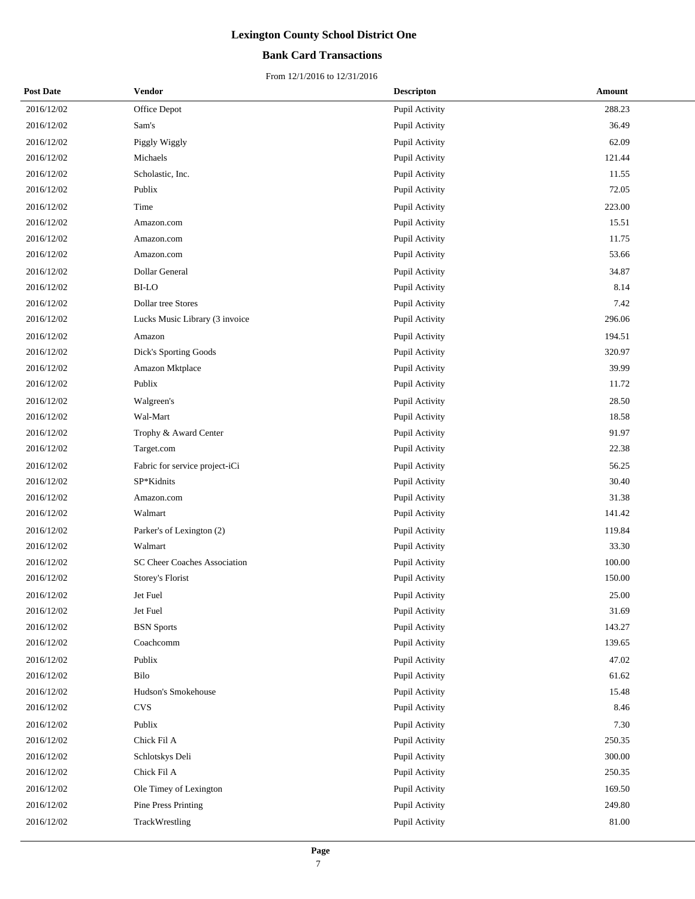# Lexington County School District One

## Bank Card Transactions

From 12/1/2016 to 12/31/2016

| Post Date | Vendor | Descripton | Amount |
|---|---|---|---|
| 2016/12/02 | Office Depot | Pupil Activity | 288.23 |
| 2016/12/02 | Sam's | Pupil Activity | 36.49 |
| 2016/12/02 | Piggly Wiggly | Pupil Activity | 62.09 |
| 2016/12/02 | Michaels | Pupil Activity | 121.44 |
| 2016/12/02 | Scholastic, Inc. | Pupil Activity | 11.55 |
| 2016/12/02 | Publix | Pupil Activity | 72.05 |
| 2016/12/02 | Time | Pupil Activity | 223.00 |
| 2016/12/02 | Amazon.com | Pupil Activity | 15.51 |
| 2016/12/02 | Amazon.com | Pupil Activity | 11.75 |
| 2016/12/02 | Amazon.com | Pupil Activity | 53.66 |
| 2016/12/02 | Dollar General | Pupil Activity | 34.87 |
| 2016/12/02 | BI-LO | Pupil Activity | 8.14 |
| 2016/12/02 | Dollar tree Stores | Pupil Activity | 7.42 |
| 2016/12/02 | Lucks Music Library (3 invoice | Pupil Activity | 296.06 |
| 2016/12/02 | Amazon | Pupil Activity | 194.51 |
| 2016/12/02 | Dick's Sporting Goods | Pupil Activity | 320.97 |
| 2016/12/02 | Amazon Mktplace | Pupil Activity | 39.99 |
| 2016/12/02 | Publix | Pupil Activity | 11.72 |
| 2016/12/02 | Walgreen's | Pupil Activity | 28.50 |
| 2016/12/02 | Wal-Mart | Pupil Activity | 18.58 |
| 2016/12/02 | Trophy & Award Center | Pupil Activity | 91.97 |
| 2016/12/02 | Target.com | Pupil Activity | 22.38 |
| 2016/12/02 | Fabric for service project-iCi | Pupil Activity | 56.25 |
| 2016/12/02 | SP*Kidnits | Pupil Activity | 30.40 |
| 2016/12/02 | Amazon.com | Pupil Activity | 31.38 |
| 2016/12/02 | Walmart | Pupil Activity | 141.42 |
| 2016/12/02 | Parker's of Lexington (2) | Pupil Activity | 119.84 |
| 2016/12/02 | Walmart | Pupil Activity | 33.30 |
| 2016/12/02 | SC Cheer Coaches Association | Pupil Activity | 100.00 |
| 2016/12/02 | Storey's Florist | Pupil Activity | 150.00 |
| 2016/12/02 | Jet Fuel | Pupil Activity | 25.00 |
| 2016/12/02 | Jet Fuel | Pupil Activity | 31.69 |
| 2016/12/02 | BSN Sports | Pupil Activity | 143.27 |
| 2016/12/02 | Coachcomm | Pupil Activity | 139.65 |
| 2016/12/02 | Publix | Pupil Activity | 47.02 |
| 2016/12/02 | Bilo | Pupil Activity | 61.62 |
| 2016/12/02 | Hudson's Smokehouse | Pupil Activity | 15.48 |
| 2016/12/02 | CVS | Pupil Activity | 8.46 |
| 2016/12/02 | Publix | Pupil Activity | 7.30 |
| 2016/12/02 | Chick Fil A | Pupil Activity | 250.35 |
| 2016/12/02 | Schlotskys Deli | Pupil Activity | 300.00 |
| 2016/12/02 | Chick Fil A | Pupil Activity | 250.35 |
| 2016/12/02 | Ole Timey of Lexington | Pupil Activity | 169.50 |
| 2016/12/02 | Pine Press Printing | Pupil Activity | 249.80 |
| 2016/12/02 | TrackWrestling | Pupil Activity | 81.00 |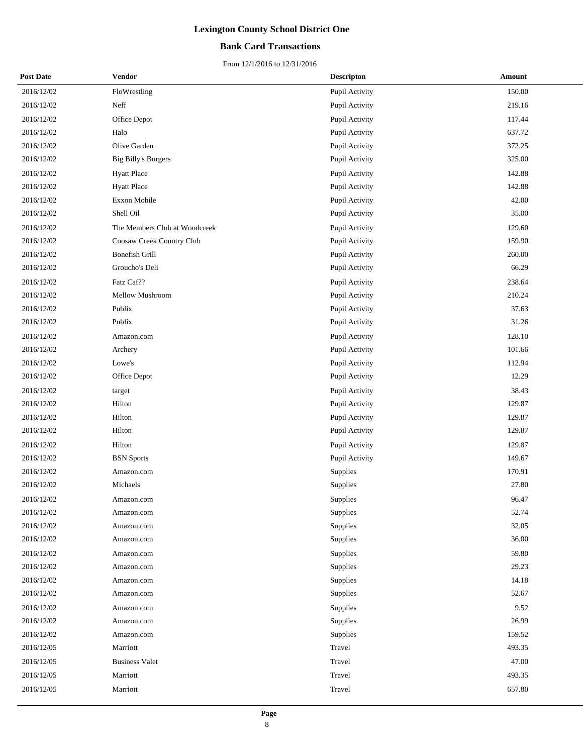# Lexington County School District One

## Bank Card Transactions

From 12/1/2016 to 12/31/2016

| Post Date | Vendor | Descripton | Amount |
|---|---|---|---|
| 2016/12/02 | FloWrestling | Pupil Activity | 150.00 |
| 2016/12/02 | Neff | Pupil Activity | 219.16 |
| 2016/12/02 | Office Depot | Pupil Activity | 117.44 |
| 2016/12/02 | Halo | Pupil Activity | 637.72 |
| 2016/12/02 | Olive Garden | Pupil Activity | 372.25 |
| 2016/12/02 | Big Billy's Burgers | Pupil Activity | 325.00 |
| 2016/12/02 | Hyatt Place | Pupil Activity | 142.88 |
| 2016/12/02 | Hyatt Place | Pupil Activity | 142.88 |
| 2016/12/02 | Exxon Mobile | Pupil Activity | 42.00 |
| 2016/12/02 | Shell Oil | Pupil Activity | 35.00 |
| 2016/12/02 | The Members Club at Woodcreek | Pupil Activity | 129.60 |
| 2016/12/02 | Coosaw Creek Country Club | Pupil Activity | 159.90 |
| 2016/12/02 | Bonefish Grill | Pupil Activity | 260.00 |
| 2016/12/02 | Groucho's Deli | Pupil Activity | 66.29 |
| 2016/12/02 | Fatz Caf?? | Pupil Activity | 238.64 |
| 2016/12/02 | Mellow Mushroom | Pupil Activity | 210.24 |
| 2016/12/02 | Publix | Pupil Activity | 37.63 |
| 2016/12/02 | Publix | Pupil Activity | 31.26 |
| 2016/12/02 | Amazon.com | Pupil Activity | 128.10 |
| 2016/12/02 | Archery | Pupil Activity | 101.66 |
| 2016/12/02 | Lowe's | Pupil Activity | 112.94 |
| 2016/12/02 | Office Depot | Pupil Activity | 12.29 |
| 2016/12/02 | target | Pupil Activity | 38.43 |
| 2016/12/02 | Hilton | Pupil Activity | 129.87 |
| 2016/12/02 | Hilton | Pupil Activity | 129.87 |
| 2016/12/02 | Hilton | Pupil Activity | 129.87 |
| 2016/12/02 | Hilton | Pupil Activity | 129.87 |
| 2016/12/02 | BSN Sports | Pupil Activity | 149.67 |
| 2016/12/02 | Amazon.com | Supplies | 170.91 |
| 2016/12/02 | Michaels | Supplies | 27.80 |
| 2016/12/02 | Amazon.com | Supplies | 96.47 |
| 2016/12/02 | Amazon.com | Supplies | 52.74 |
| 2016/12/02 | Amazon.com | Supplies | 32.05 |
| 2016/12/02 | Amazon.com | Supplies | 36.00 |
| 2016/12/02 | Amazon.com | Supplies | 59.80 |
| 2016/12/02 | Amazon.com | Supplies | 29.23 |
| 2016/12/02 | Amazon.com | Supplies | 14.18 |
| 2016/12/02 | Amazon.com | Supplies | 52.67 |
| 2016/12/02 | Amazon.com | Supplies | 9.52 |
| 2016/12/02 | Amazon.com | Supplies | 26.99 |
| 2016/12/02 | Amazon.com | Supplies | 159.52 |
| 2016/12/05 | Marriott | Travel | 493.35 |
| 2016/12/05 | Business Valet | Travel | 47.00 |
| 2016/12/05 | Marriott | Travel | 493.35 |
| 2016/12/05 | Marriott | Travel | 657.80 |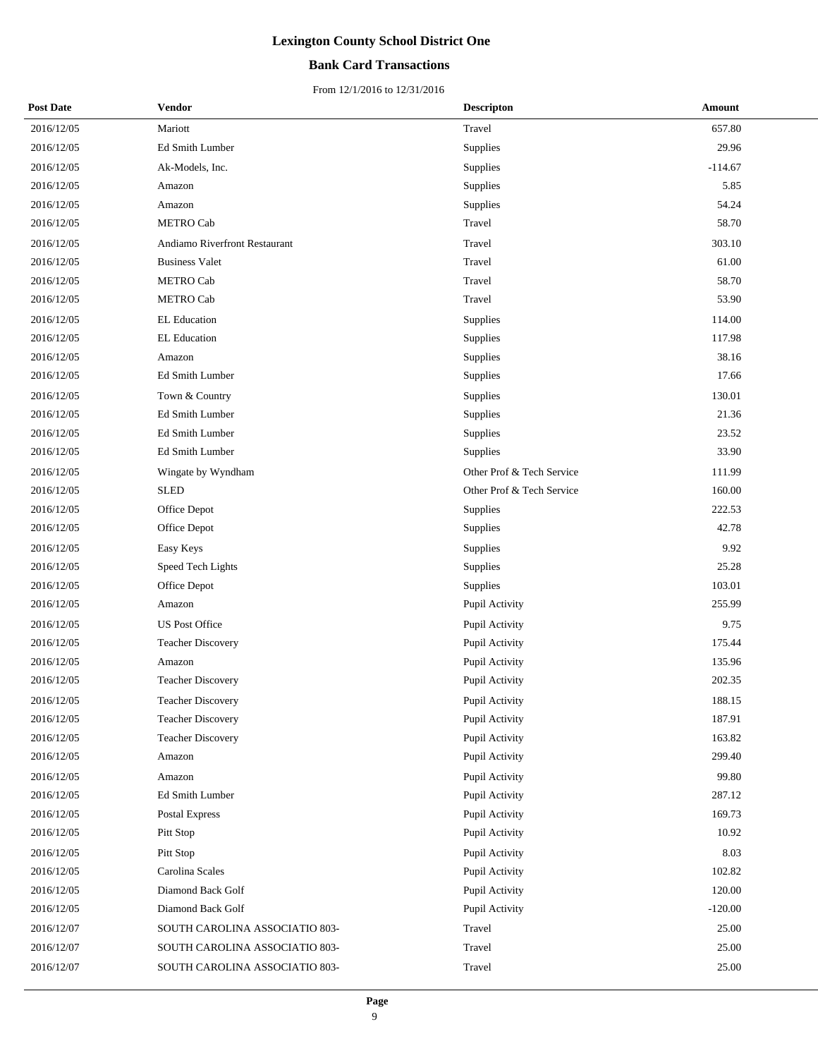# Lexington County School District One

## Bank Card Transactions

From 12/1/2016 to 12/31/2016

| Post Date | Vendor | Descripton | Amount |
|---|---|---|---|
| 2016/12/05 | Mariott | Travel | 657.80 |
| 2016/12/05 | Ed Smith Lumber | Supplies | 29.96 |
| 2016/12/05 | Ak-Models, Inc. | Supplies | -114.67 |
| 2016/12/05 | Amazon | Supplies | 5.85 |
| 2016/12/05 | Amazon | Supplies | 54.24 |
| 2016/12/05 | METRO Cab | Travel | 58.70 |
| 2016/12/05 | Andiamo Riverfront Restaurant | Travel | 303.10 |
| 2016/12/05 | Business Valet | Travel | 61.00 |
| 2016/12/05 | METRO Cab | Travel | 58.70 |
| 2016/12/05 | METRO Cab | Travel | 53.90 |
| 2016/12/05 | EL Education | Supplies | 114.00 |
| 2016/12/05 | EL Education | Supplies | 117.98 |
| 2016/12/05 | Amazon | Supplies | 38.16 |
| 2016/12/05 | Ed Smith Lumber | Supplies | 17.66 |
| 2016/12/05 | Town & Country | Supplies | 130.01 |
| 2016/12/05 | Ed Smith Lumber | Supplies | 21.36 |
| 2016/12/05 | Ed Smith Lumber | Supplies | 23.52 |
| 2016/12/05 | Ed Smith Lumber | Supplies | 33.90 |
| 2016/12/05 | Wingate by Wyndham | Other Prof & Tech Service | 111.99 |
| 2016/12/05 | SLED | Other Prof & Tech Service | 160.00 |
| 2016/12/05 | Office Depot | Supplies | 222.53 |
| 2016/12/05 | Office Depot | Supplies | 42.78 |
| 2016/12/05 | Easy Keys | Supplies | 9.92 |
| 2016/12/05 | Speed Tech Lights | Supplies | 25.28 |
| 2016/12/05 | Office Depot | Supplies | 103.01 |
| 2016/12/05 | Amazon | Pupil Activity | 255.99 |
| 2016/12/05 | US Post Office | Pupil Activity | 9.75 |
| 2016/12/05 | Teacher Discovery | Pupil Activity | 175.44 |
| 2016/12/05 | Amazon | Pupil Activity | 135.96 |
| 2016/12/05 | Teacher Discovery | Pupil Activity | 202.35 |
| 2016/12/05 | Teacher Discovery | Pupil Activity | 188.15 |
| 2016/12/05 | Teacher Discovery | Pupil Activity | 187.91 |
| 2016/12/05 | Teacher Discovery | Pupil Activity | 163.82 |
| 2016/12/05 | Amazon | Pupil Activity | 299.40 |
| 2016/12/05 | Amazon | Pupil Activity | 99.80 |
| 2016/12/05 | Ed Smith Lumber | Pupil Activity | 287.12 |
| 2016/12/05 | Postal Express | Pupil Activity | 169.73 |
| 2016/12/05 | Pitt Stop | Pupil Activity | 10.92 |
| 2016/12/05 | Pitt Stop | Pupil Activity | 8.03 |
| 2016/12/05 | Carolina Scales | Pupil Activity | 102.82 |
| 2016/12/05 | Diamond Back Golf | Pupil Activity | 120.00 |
| 2016/12/05 | Diamond Back Golf | Pupil Activity | -120.00 |
| 2016/12/07 | SOUTH CAROLINA ASSOCIATIO 803- | Travel | 25.00 |
| 2016/12/07 | SOUTH CAROLINA ASSOCIATIO 803- | Travel | 25.00 |
| 2016/12/07 | SOUTH CAROLINA ASSOCIATIO 803- | Travel | 25.00 |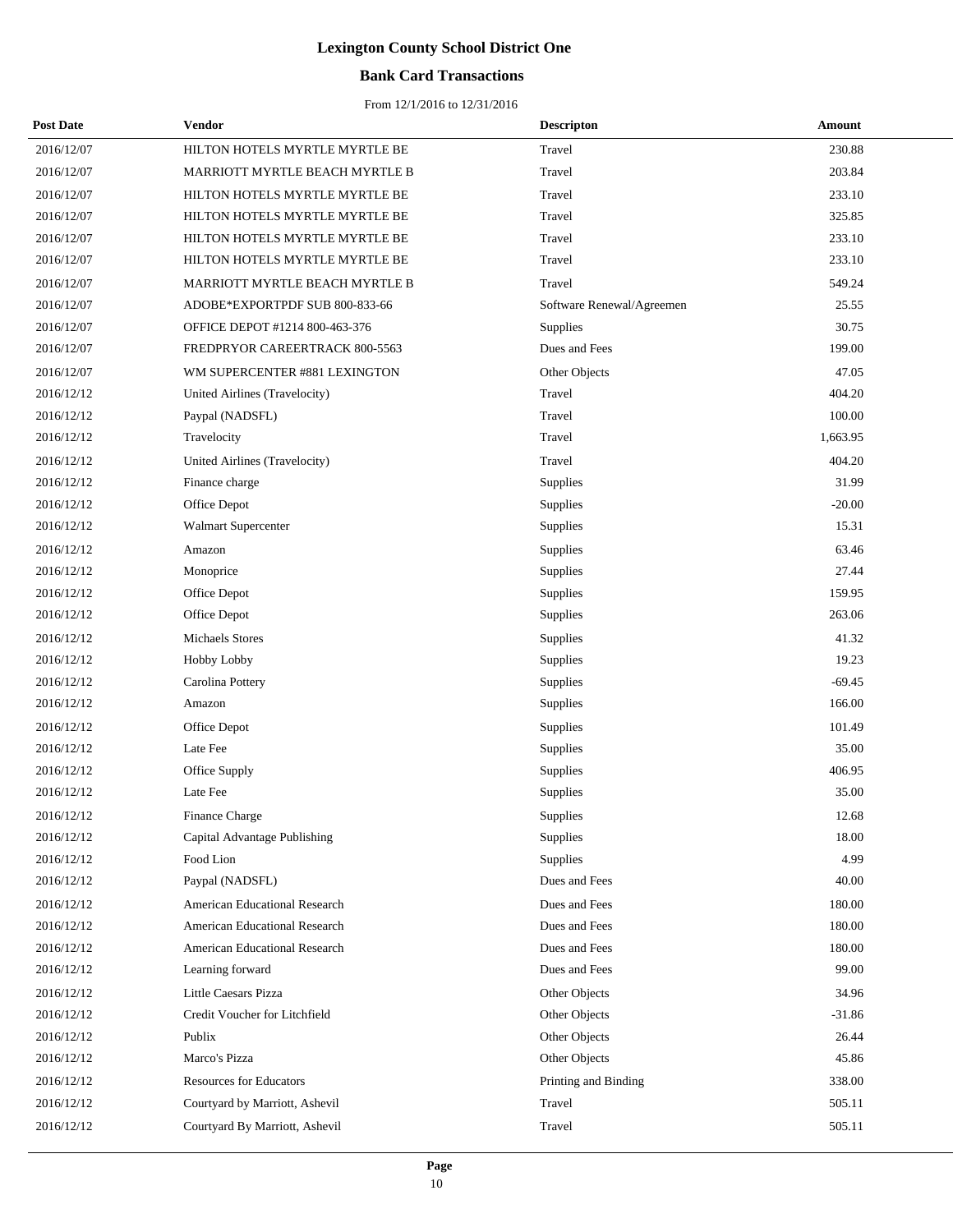# Lexington County School District One

## Bank Card Transactions

From 12/1/2016 to 12/31/2016

| Post Date | Vendor | Descripton | Amount |
|---|---|---|---|
| 2016/12/07 | HILTON HOTELS MYRTLE MYRTLE BE | Travel | 230.88 |
| 2016/12/07 | MARRIOTT MYRTLE BEACH MYRTLE B | Travel | 203.84 |
| 2016/12/07 | HILTON HOTELS MYRTLE MYRTLE BE | Travel | 233.10 |
| 2016/12/07 | HILTON HOTELS MYRTLE MYRTLE BE | Travel | 325.85 |
| 2016/12/07 | HILTON HOTELS MYRTLE MYRTLE BE | Travel | 233.10 |
| 2016/12/07 | HILTON HOTELS MYRTLE MYRTLE BE | Travel | 233.10 |
| 2016/12/07 | MARRIOTT MYRTLE BEACH MYRTLE B | Travel | 549.24 |
| 2016/12/07 | ADOBE*EXPORTPDF SUB 800-833-66 | Software Renewal/Agreemen | 25.55 |
| 2016/12/07 | OFFICE DEPOT #1214 800-463-376 | Supplies | 30.75 |
| 2016/12/07 | FREDPRYOR CAREERTRACK 800-5563 | Dues and Fees | 199.00 |
| 2016/12/07 | WM SUPERCENTER #881 LEXINGTON | Other Objects | 47.05 |
| 2016/12/12 | United Airlines (Travelocity) | Travel | 404.20 |
| 2016/12/12 | Paypal (NADSFL) | Travel | 100.00 |
| 2016/12/12 | Travelocity | Travel | 1,663.95 |
| 2016/12/12 | United Airlines (Travelocity) | Travel | 404.20 |
| 2016/12/12 | Finance charge | Supplies | 31.99 |
| 2016/12/12 | Office Depot | Supplies | -20.00 |
| 2016/12/12 | Walmart Supercenter | Supplies | 15.31 |
| 2016/12/12 | Amazon | Supplies | 63.46 |
| 2016/12/12 | Monoprice | Supplies | 27.44 |
| 2016/12/12 | Office Depot | Supplies | 159.95 |
| 2016/12/12 | Office Depot | Supplies | 263.06 |
| 2016/12/12 | Michaels Stores | Supplies | 41.32 |
| 2016/12/12 | Hobby Lobby | Supplies | 19.23 |
| 2016/12/12 | Carolina Pottery | Supplies | -69.45 |
| 2016/12/12 | Amazon | Supplies | 166.00 |
| 2016/12/12 | Office Depot | Supplies | 101.49 |
| 2016/12/12 | Late Fee | Supplies | 35.00 |
| 2016/12/12 | Office Supply | Supplies | 406.95 |
| 2016/12/12 | Late Fee | Supplies | 35.00 |
| 2016/12/12 | Finance Charge | Supplies | 12.68 |
| 2016/12/12 | Capital Advantage Publishing | Supplies | 18.00 |
| 2016/12/12 | Food Lion | Supplies | 4.99 |
| 2016/12/12 | Paypal (NADSFL) | Dues and Fees | 40.00 |
| 2016/12/12 | American Educational Research | Dues and Fees | 180.00 |
| 2016/12/12 | American Educational Research | Dues and Fees | 180.00 |
| 2016/12/12 | American Educational Research | Dues and Fees | 180.00 |
| 2016/12/12 | Learning forward | Dues and Fees | 99.00 |
| 2016/12/12 | Little Caesars Pizza | Other Objects | 34.96 |
| 2016/12/12 | Credit Voucher for Litchfield | Other Objects | -31.86 |
| 2016/12/12 | Publix | Other Objects | 26.44 |
| 2016/12/12 | Marco's Pizza | Other Objects | 45.86 |
| 2016/12/12 | Resources for Educators | Printing and Binding | 338.00 |
| 2016/12/12 | Courtyard by Marriott, Ashevil | Travel | 505.11 |
| 2016/12/12 | Courtyard By Marriott, Ashevil | Travel | 505.11 |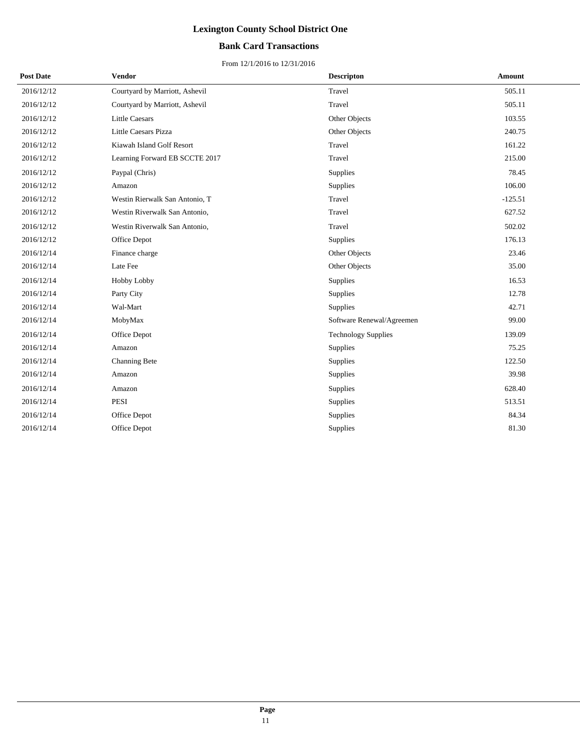# Lexington County School District One

## Bank Card Transactions

From 12/1/2016 to 12/31/2016

| Post Date | Vendor | Descripton | Amount |
|---|---|---|---|
| 2016/12/12 | Courtyard by Marriott, Ashevil | Travel | 505.11 |
| 2016/12/12 | Courtyard by Marriott, Ashevil | Travel | 505.11 |
| 2016/12/12 | Little Caesars | Other Objects | 103.55 |
| 2016/12/12 | Little Caesars Pizza | Other Objects | 240.75 |
| 2016/12/12 | Kiawah Island Golf Resort | Travel | 161.22 |
| 2016/12/12 | Learning Forward EB SCCTE 2017 | Travel | 215.00 |
| 2016/12/12 | Paypal (Chris) | Supplies | 78.45 |
| 2016/12/12 | Amazon | Supplies | 106.00 |
| 2016/12/12 | Westin Rierwalk San Antonio, T | Travel | -125.51 |
| 2016/12/12 | Westin Riverwalk San Antonio, | Travel | 627.52 |
| 2016/12/12 | Westin Riverwalk San Antonio, | Travel | 502.02 |
| 2016/12/12 | Office Depot | Supplies | 176.13 |
| 2016/12/14 | Finance charge | Other Objects | 23.46 |
| 2016/12/14 | Late Fee | Other Objects | 35.00 |
| 2016/12/14 | Hobby Lobby | Supplies | 16.53 |
| 2016/12/14 | Party City | Supplies | 12.78 |
| 2016/12/14 | Wal-Mart | Supplies | 42.71 |
| 2016/12/14 | MobyMax | Software Renewal/Agreemen | 99.00 |
| 2016/12/14 | Office Depot | Technology Supplies | 139.09 |
| 2016/12/14 | Amazon | Supplies | 75.25 |
| 2016/12/14 | Channing Bete | Supplies | 122.50 |
| 2016/12/14 | Amazon | Supplies | 39.98 |
| 2016/12/14 | Amazon | Supplies | 628.40 |
| 2016/12/14 | PESI | Supplies | 513.51 |
| 2016/12/14 | Office Depot | Supplies | 84.34 |
| 2016/12/14 | Office Depot | Supplies | 81.30 |